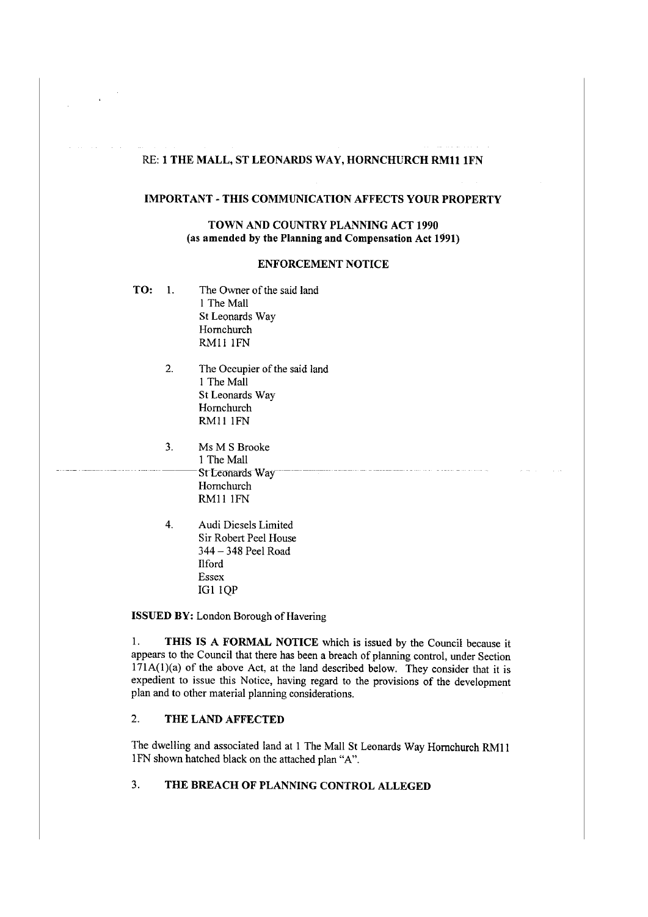RE: **1 THE MALL, ST LEONARDS WAY, HORNCHURCH RM11 1FN**

**IMPORTANT - THIS COMMUNICATION AFFECTS YOUR PROPERTY**

**TOWN AND COUNTRY PLANNING ACT 1990**
**(as amended by the Planning and Compensation Act 1991)**

**ENFORCEMENT NOTICE**

**TO:**

1. The Owner of the said land
   1 The Mall
   St Leonards Way
   Hornchurch
   RM11 1FN

2. The Occupier of the said land
   1 The Mall
   St Leonards Way
   Hornchurch
   RM11 1FN

3. Ms M S Brooke
   1 The Mall
   St Leonards Way
   Hornchurch
   RM11 1FN

4. Audi Diesels Limited
   Sir Robert Peel House
   344 – 348 Peel Road
   Ilford
   Essex
   IG1 1QP

**ISSUED BY:** London Borough of Havering

1. **THIS IS A FORMAL NOTICE** which is issued by the Council because it appears to the Council that there has been a breach of planning control, under Section 171A(1)(a) of the above Act, at the land described below. They consider that it is expedient to issue this Notice, having regard to the provisions of the development plan and to other material planning considerations.

## 2. THE LAND AFFECTED

The dwelling and associated land at 1 The Mall St Leonards Way Hornchurch RM11 1FN shown hatched black on the attached plan "A".

## 3. THE BREACH OF PLANNING CONTROL ALLEGED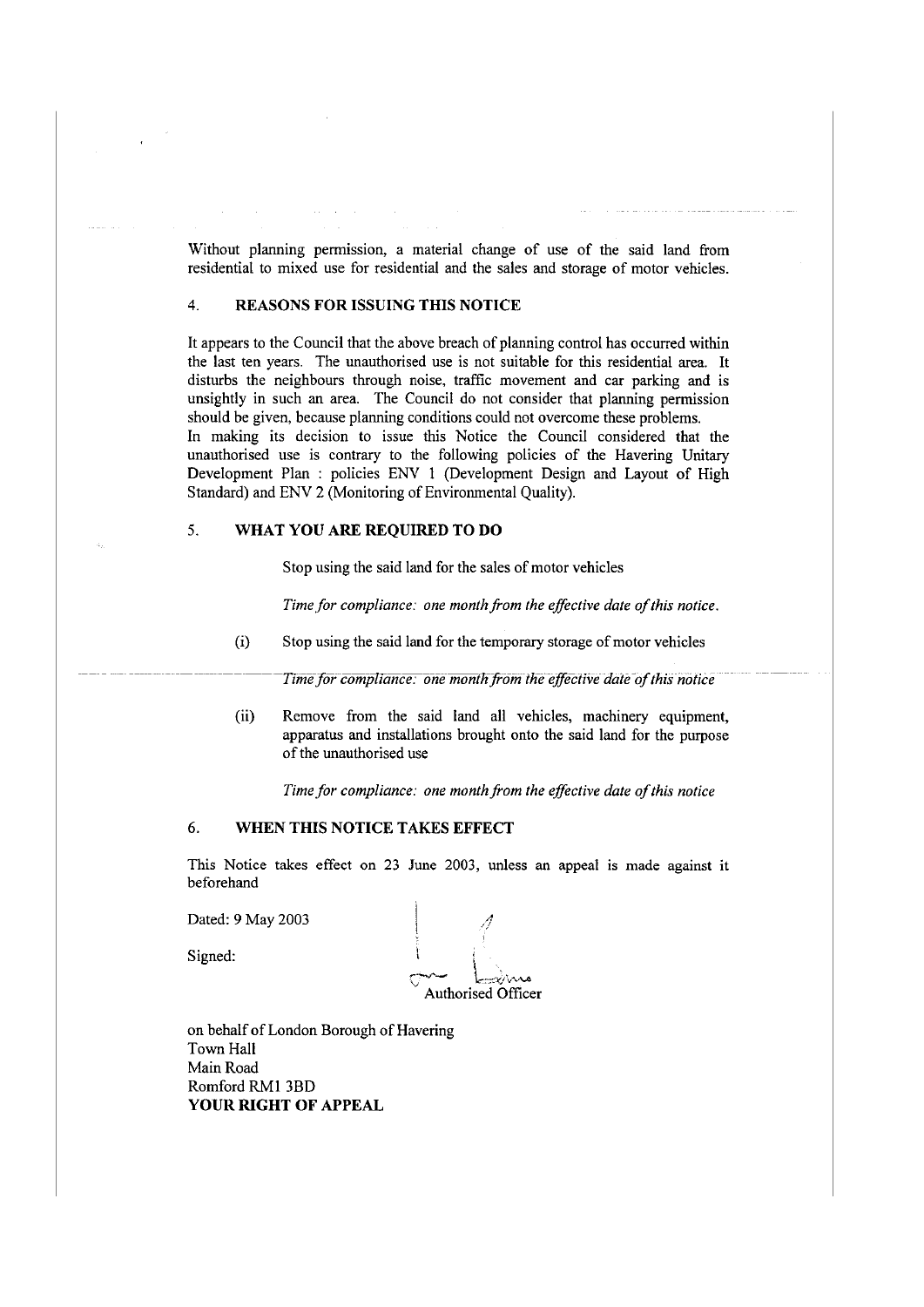Without planning permission, a material change of use of the said land from residential to mixed use for residential and the sales and storage of motor vehicles.

## 4. REASONS FOR ISSUING THIS NOTICE

It appears to the Council that the above breach of planning control has occurred within the last ten years. The unauthorised use is not suitable for this residential area. It disturbs the neighbours through noise, traffic movement and car parking and is unsightly in such an area. The Council do not consider that planning permission should be given, because planning conditions could not overcome these problems.
In making its decision to issue this Notice the Council considered that the unauthorised use is contrary to the following policies of the Havering Unitary Development Plan : policies ENV 1 (Development Design and Layout of High Standard) and ENV 2 (Monitoring of Environmental Quality).

## 5. WHAT YOU ARE REQUIRED TO DO

Stop using the said land for the sales of motor vehicles

*Time for compliance: one month from the effective date of this notice.*

(i) Stop using the said land for the temporary storage of motor vehicles

*Time for compliance: one month from the effective date of this notice*

(ii) Remove from the said land all vehicles, machinery equipment, apparatus and installations brought onto the said land for the purpose of the unauthorised use

*Time for compliance: one month from the effective date of this notice*

## 6. WHEN THIS NOTICE TAKES EFFECT

This Notice takes effect on 23 June 2003, unless an appeal is made against it beforehand

Dated: 9 May 2003

Signed:

Authorised Officer

on behalf of London Borough of Havering
Town Hall
Main Road
Romford RM1 3BD

**YOUR RIGHT OF APPEAL**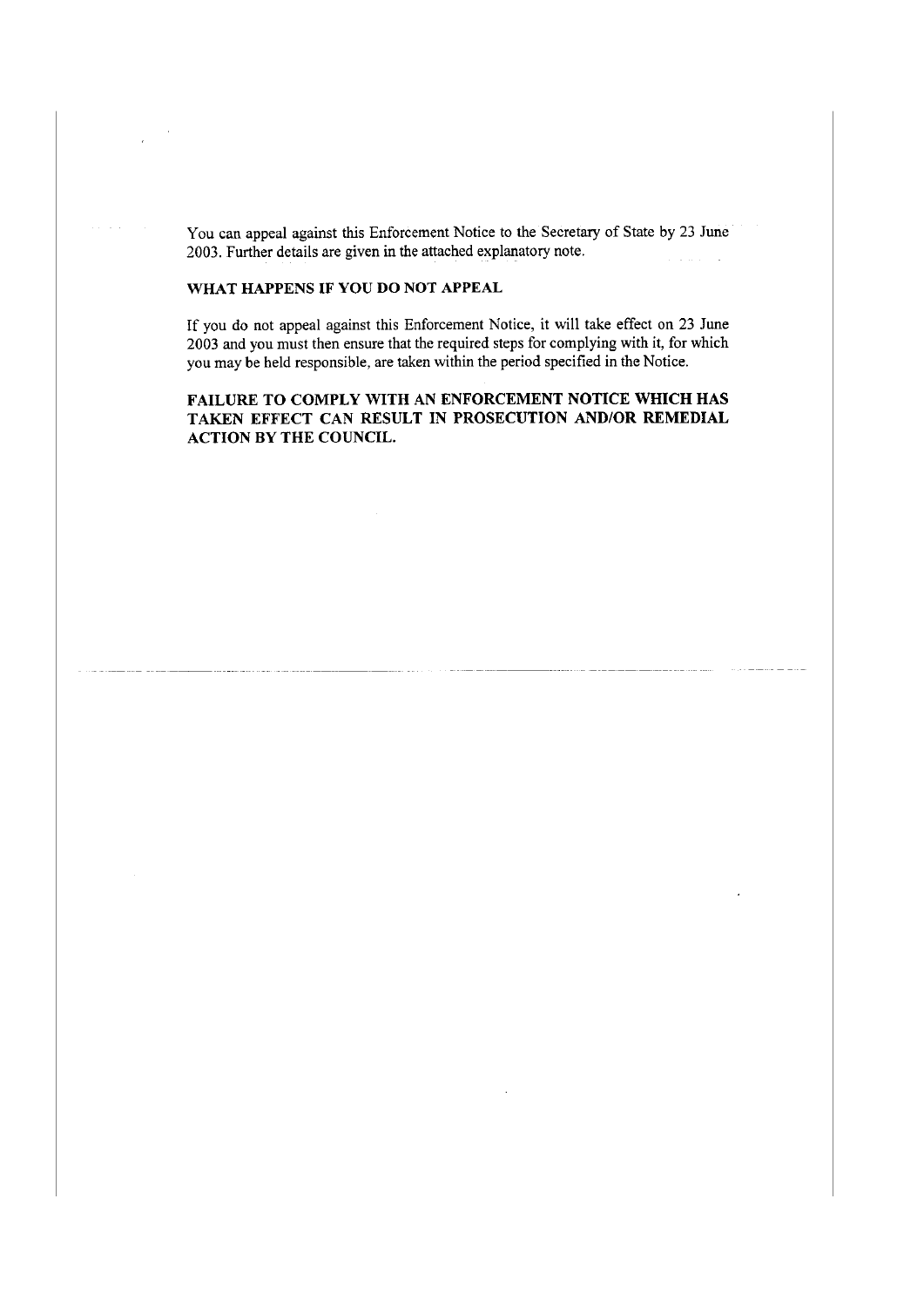You can appeal against this Enforcement Notice to the Secretary of State by 23 June 2003. Further details are given in the attached explanatory note.

**WHAT HAPPENS IF YOU DO NOT APPEAL**

If you do not appeal against this Enforcement Notice, it will take effect on 23 June 2003 and you must then ensure that the required steps for complying with it, for which you may be held responsible, are taken within the period specified in the Notice.

**FAILURE TO COMPLY WITH AN ENFORCEMENT NOTICE WHICH HAS TAKEN EFFECT CAN RESULT IN PROSECUTION AND/OR REMEDIAL ACTION BY THE COUNCIL.**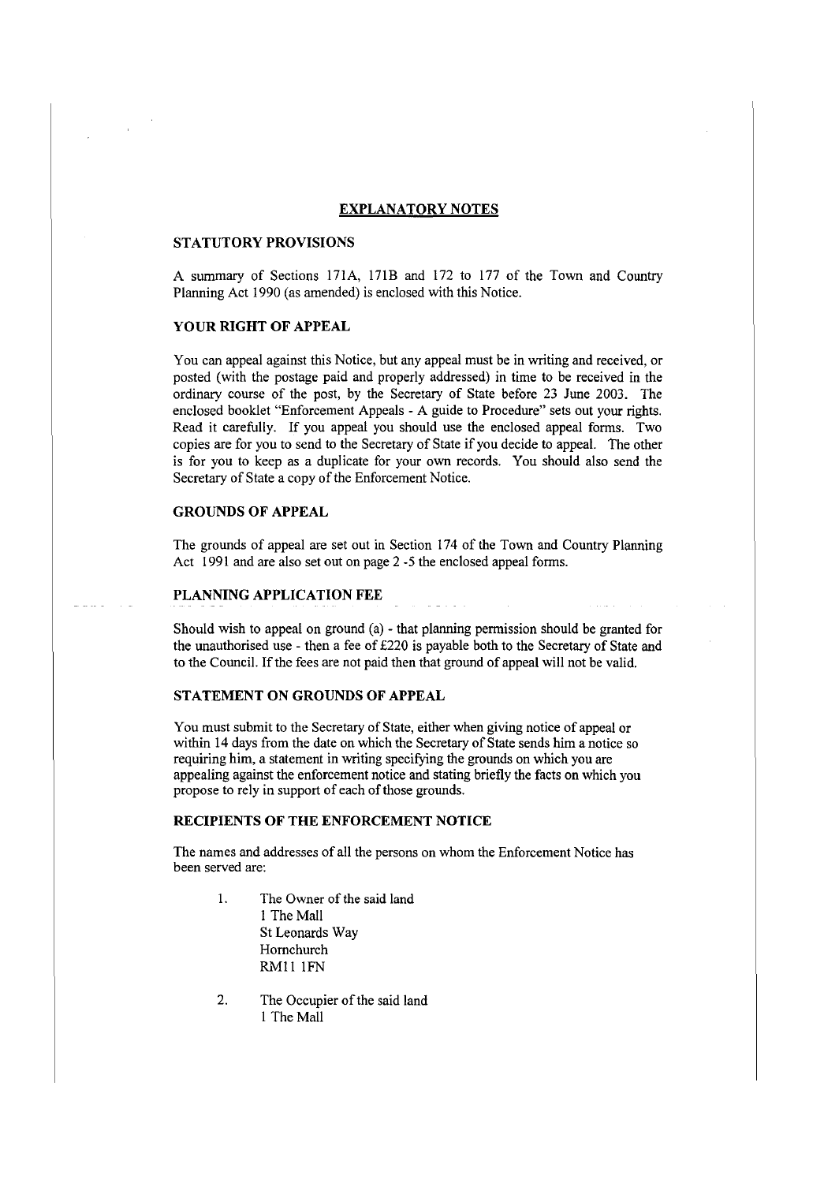# EXPLANATORY NOTES

## STATUTORY PROVISIONS

A summary of Sections 171A, 171B and 172 to 177 of the Town and Country Planning Act 1990 (as amended) is enclosed with this Notice.

## YOUR RIGHT OF APPEAL

You can appeal against this Notice, but any appeal must be in writing and received, or posted (with the postage paid and properly addressed) in time to be received in the ordinary course of the post, by the Secretary of State before 23 June 2003. The enclosed booklet "Enforcement Appeals - A guide to Procedure" sets out your rights. Read it carefully. If you appeal you should use the enclosed appeal forms. Two copies are for you to send to the Secretary of State if you decide to appeal. The other is for you to keep as a duplicate for your own records. You should also send the Secretary of State a copy of the Enforcement Notice.

## GROUNDS OF APPEAL

The grounds of appeal are set out in Section 174 of the Town and Country Planning Act 1991 and are also set out on page 2 -5 the enclosed appeal forms.

## PLANNING APPLICATION FEE

Should wish to appeal on ground (a) - that planning permission should be granted for the unauthorised use - then a fee of £220 is payable both to the Secretary of State and to the Council. If the fees are not paid then that ground of appeal will not be valid.

## STATEMENT ON GROUNDS OF APPEAL

You must submit to the Secretary of State, either when giving notice of appeal or within 14 days from the date on which the Secretary of State sends him a notice so requiring him, a statement in writing specifying the grounds on which you are appealing against the enforcement notice and stating briefly the facts on which you propose to rely in support of each of those grounds.

## RECIPIENTS OF THE ENFORCEMENT NOTICE

The names and addresses of all the persons on whom the Enforcement Notice has been served are:

1. The Owner of the said land
   1 The Mall
   St Leonards Way
   Hornchurch
   RM11 1FN

2. The Occupier of the said land
   1 The Mall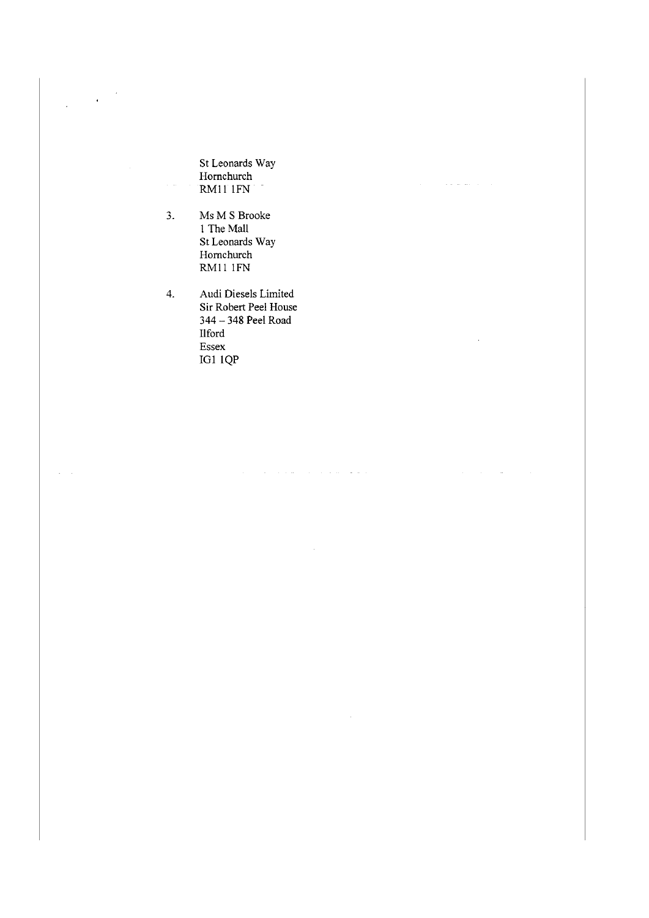St Leonards Way
Hornchurch
RM11 1FN

3. Ms M S Brooke
   1 The Mall
   St Leonards Way
   Hornchurch
   RM11 1FN

4. Audi Diesels Limited
   Sir Robert Peel House
   344 – 348 Peel Road
   Ilford
   Essex
   IG1 1QP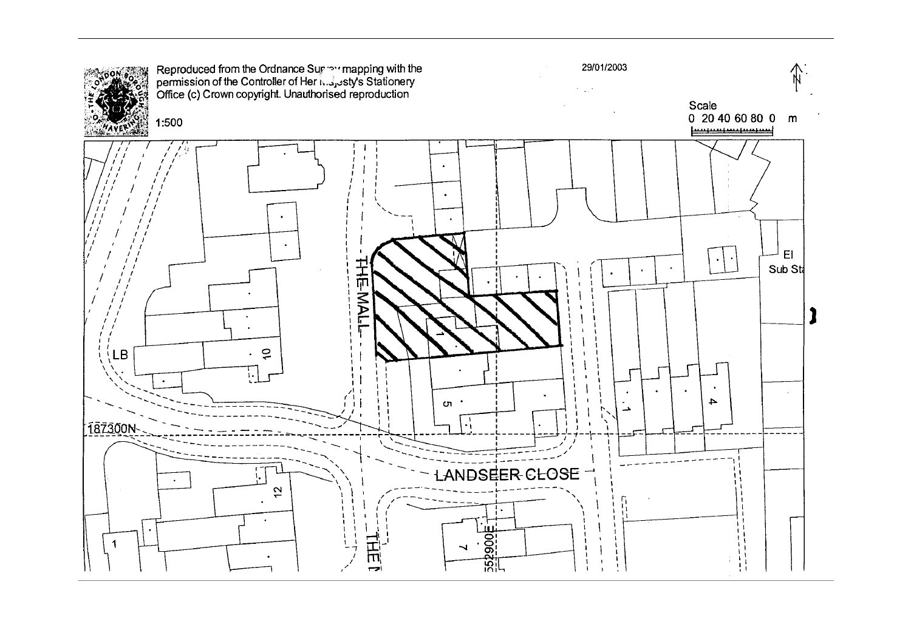Reproduced from the Ordnance Survey mapping with the permission of the Controller of Her Majesty's Stationery Office (c) Crown copyright. Unauthorised reproduction

1:500

29/01/2003

N

Scale
0 20 40 60 80 0 m

THE MALL

LANDSEER CLOSE

El Sub Sta

LB

187300N

552900E

1

10

5

1

4

12

1

7

THE M